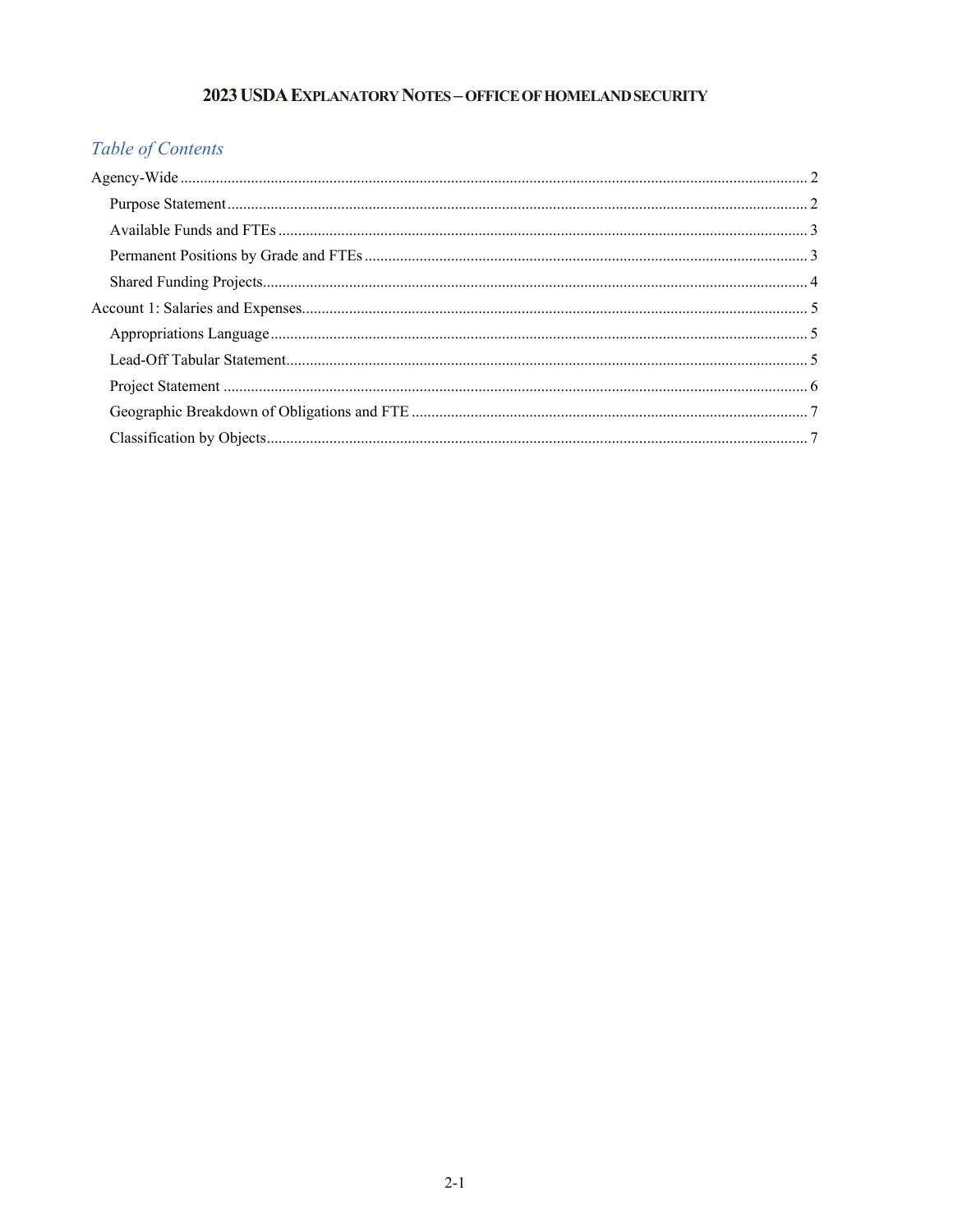# 2023 USDA Explanatory Notes – Office of Homeland Security

## Table of Contents

- Agency-Wide ..... 2
  - Purpose Statement ..... 2
  - Available Funds and FTEs ..... 3
  - Permanent Positions by Grade and FTEs ..... 3
  - Shared Funding Projects ..... 4
- Account 1: Salaries and Expenses ..... 5
  - Appropriations Language ..... 5
  - Lead-Off Tabular Statement ..... 5
  - Project Statement ..... 6
  - Geographic Breakdown of Obligations and FTE ..... 7
  - Classification by Objects ..... 7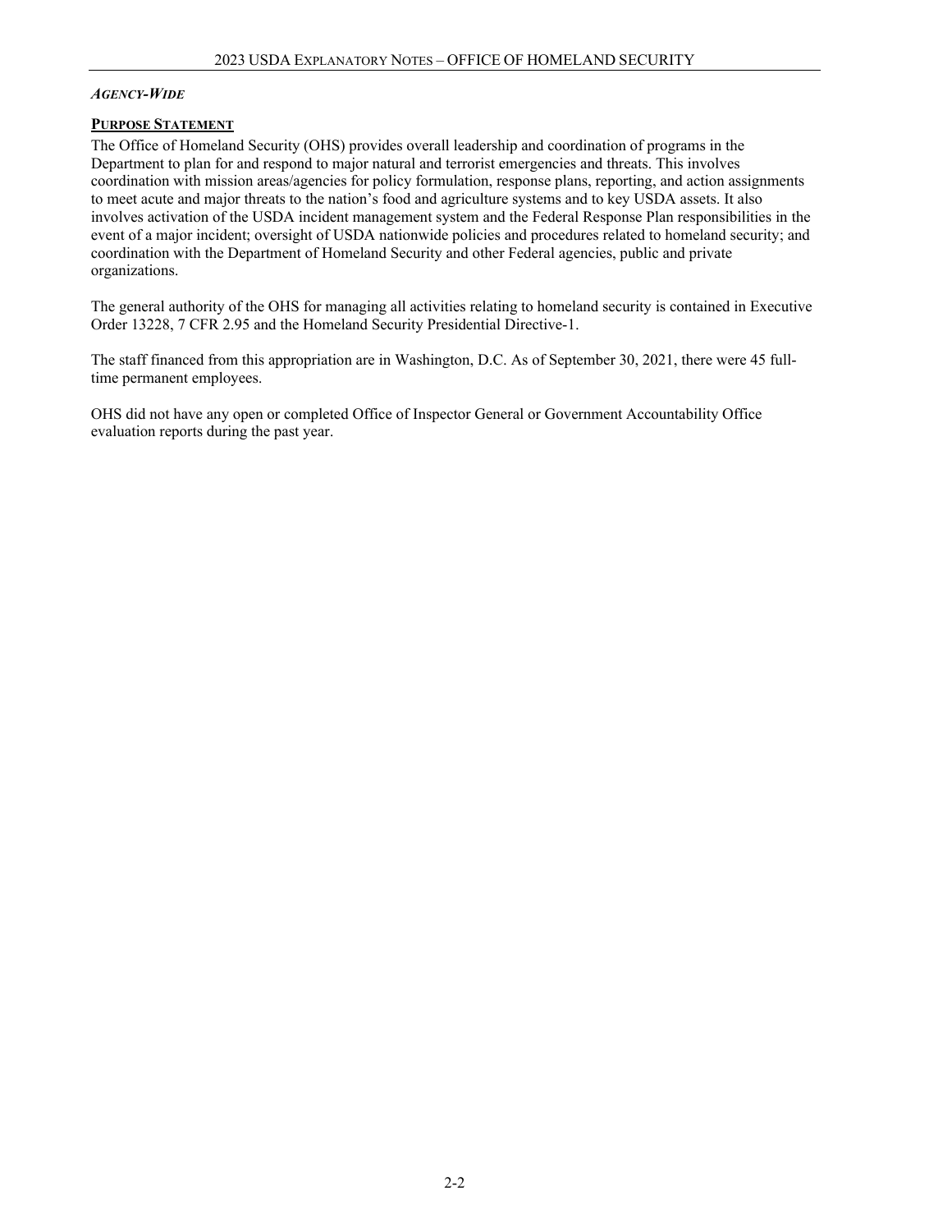***Agency-Wide***

## Purpose Statement

The Office of Homeland Security (OHS) provides overall leadership and coordination of programs in the Department to plan for and respond to major natural and terrorist emergencies and threats. This involves coordination with mission areas/agencies for policy formulation, response plans, reporting, and action assignments to meet acute and major threats to the nation's food and agriculture systems and to key USDA assets. It also involves activation of the USDA incident management system and the Federal Response Plan responsibilities in the event of a major incident; oversight of USDA nationwide policies and procedures related to homeland security; and coordination with the Department of Homeland Security and other Federal agencies, public and private organizations.

The general authority of the OHS for managing all activities relating to homeland security is contained in Executive Order 13228, 7 CFR 2.95 and the Homeland Security Presidential Directive-1.

The staff financed from this appropriation are in Washington, D.C. As of September 30, 2021, there were 45 full-time permanent employees.

OHS did not have any open or completed Office of Inspector General or Government Accountability Office evaluation reports during the past year.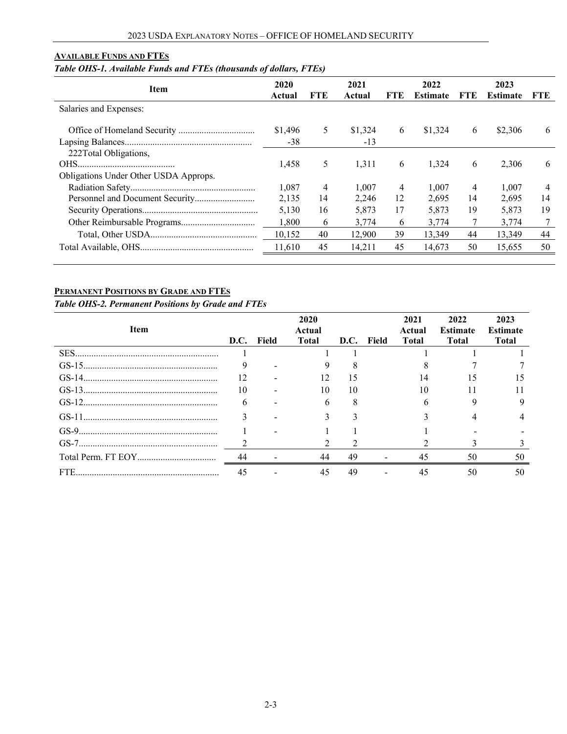## Available Funds and FTEs

*Table OHS-1. Available Funds and FTEs (thousands of dollars, FTEs)*

| Item | 2020 Actual | FTE | 2021 Actual | FTE | 2022 Estimate | FTE | 2023 Estimate | FTE |
|---|---|---|---|---|---|---|---|---|
| Salaries and Expenses: | | | | | | | | |
| Office of Homeland Security | $1,496 | 5 | $1,324 | 6 | $1,324 | 6 | $2,306 | 6 |
| Lapsing Balances | -38 | | -13 | | | | | |
| 222Total Obligations, OHS | 1,458 | 5 | 1,311 | 6 | 1,324 | 6 | 2,306 | 6 |
| Obligations Under Other USDA Approps. | | | | | | | | |
| Radiation Safety | 1,087 | 4 | 1,007 | 4 | 1,007 | 4 | 1,007 | 4 |
| Personnel and Document Security | 2,135 | 14 | 2,246 | 12 | 2,695 | 14 | 2,695 | 14 |
| Security Operations | 5,130 | 16 | 5,873 | 17 | 5,873 | 19 | 5,873 | 19 |
| Other Reimbursable Programs | 1,800 | 6 | 3,774 | 6 | 3,774 | 7 | 3,774 | 7 |
| Total, Other USDA | 10,152 | 40 | 12,900 | 39 | 13,349 | 44 | 13,349 | 44 |
| Total Available, OHS | 11,610 | 45 | 14,211 | 45 | 14,673 | 50 | 15,655 | 50 |

## Permanent Positions by Grade and FTEs

*Table OHS-2. Permanent Positions by Grade and FTEs*

| Item | D.C. | Field | 2020 Actual Total | D.C. | Field | 2021 Actual Total | 2022 Estimate Total | 2023 Estimate Total |
|---|---|---|---|---|---|---|---|---|
| SES | 1 | | 1 | 1 | | 1 | 1 | 1 |
| GS-15 | 9 | - | 9 | 8 | | 8 | 7 | 7 |
| GS-14 | 12 | - | 12 | 15 | | 14 | 15 | 15 |
| GS-13 | 10 | - | 10 | 10 | | 10 | 11 | 11 |
| GS-12 | 6 | - | 6 | 8 | | 6 | 9 | 9 |
| GS-11 | 3 | - | 3 | 3 | | 3 | 4 | 4 |
| GS-9 | 1 | - | 1 | 1 | | 1 | - | - |
| GS-7 | 2 | | 2 | 2 | | 2 | 3 | 3 |
| Total Perm. FT EOY | 44 | - | 44 | 49 | - | 45 | 50 | 50 |
| FTE | 45 | - | 45 | 49 | - | 45 | 50 | 50 |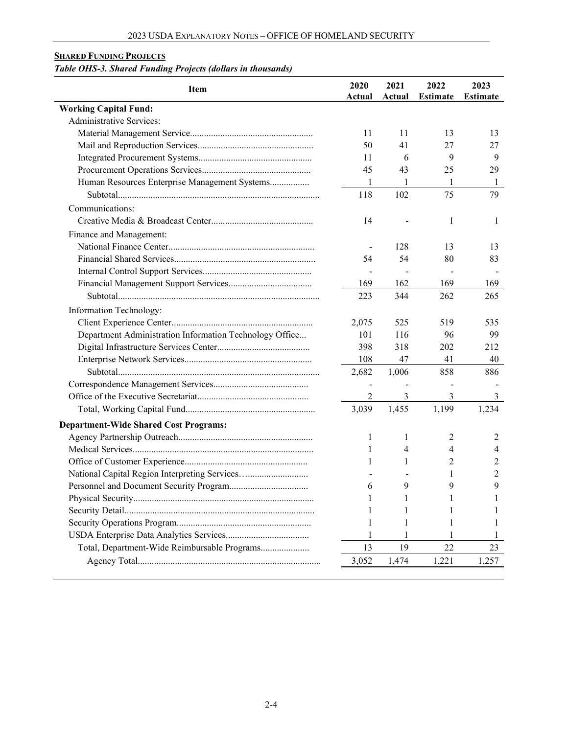**SHARED FUNDING PROJECTS**

***Table OHS-3. Shared Funding Projects (dollars in thousands)***

| Item | 2020 Actual | 2021 Actual | 2022 Estimate | 2023 Estimate |
|---|---|---|---|---|
| **Working Capital Fund:** | | | | |
| Administrative Services: | | | | |
| Material Management Service | 11 | 11 | 13 | 13 |
| Mail and Reproduction Services | 50 | 41 | 27 | 27 |
| Integrated Procurement Systems | 11 | 6 | 9 | 9 |
| Procurement Operations Services | 45 | 43 | 25 | 29 |
| Human Resources Enterprise Management Systems | 1 | 1 | 1 | 1 |
| Subtotal | 118 | 102 | 75 | 79 |
| Communications: | | | | |
| Creative Media & Broadcast Center | 14 | - | 1 | 1 |
| Finance and Management: | | | | |
| National Finance Center | - | 128 | 13 | 13 |
| Financial Shared Services | 54 | 54 | 80 | 83 |
| Internal Control Support Services | - | - | - | - |
| Financial Management Support Services | 169 | 162 | 169 | 169 |
| Subtotal | 223 | 344 | 262 | 265 |
| Information Technology: | | | | |
| Client Experience Center | 2,075 | 525 | 519 | 535 |
| Department Administration Information Technology Office | 101 | 116 | 96 | 99 |
| Digital Infrastructure Services Center | 398 | 318 | 202 | 212 |
| Enterprise Network Services | 108 | 47 | 41 | 40 |
| Subtotal | 2,682 | 1,006 | 858 | 886 |
| Correspondence Management Services | - | - | - | - |
| Office of the Executive Secretariat | 2 | 3 | 3 | 3 |
| Total, Working Capital Fund | 3,039 | 1,455 | 1,199 | 1,234 |
| **Department-Wide Shared Cost Programs:** | | | | |
| Agency Partnership Outreach | 1 | 1 | 2 | 2 |
| Medical Services | 1 | 4 | 4 | 4 |
| Office of Customer Experience | 1 | 1 | 2 | 2 |
| National Capital Region Interpreting Services | - | - | 1 | 2 |
| Personnel and Document Security Program | 6 | 9 | 9 | 9 |
| Physical Security | 1 | 1 | 1 | 1 |
| Security Detail | 1 | 1 | 1 | 1 |
| Security Operations Program | 1 | 1 | 1 | 1 |
| USDA Enterprise Data Analytics Services | 1 | 1 | 1 | 1 |
| Total, Department-Wide Reimbursable Programs | 13 | 19 | 22 | 23 |
| Agency Total | 3,052 | 1,474 | 1,221 | 1,257 |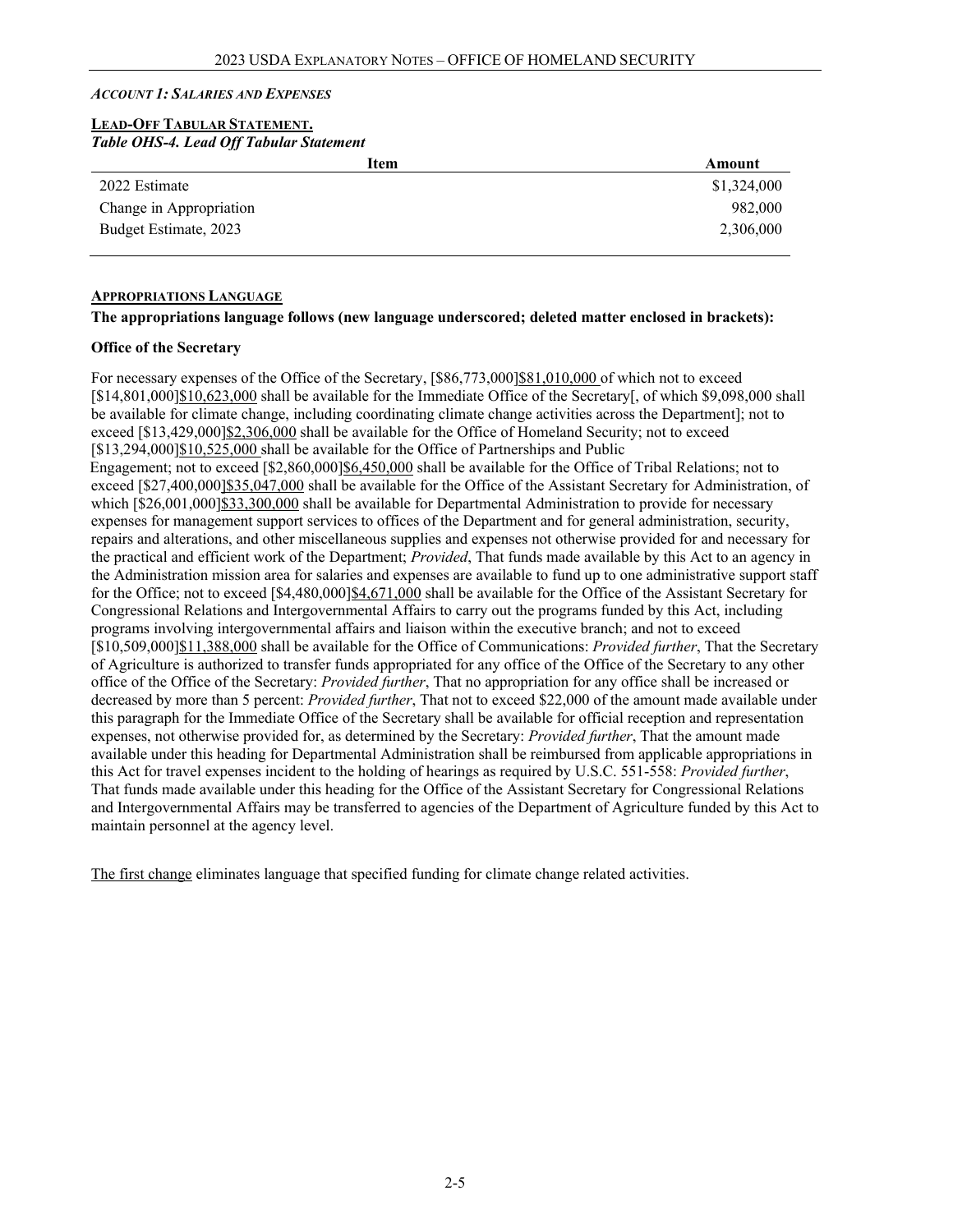***Account 1: Salaries and Expenses***

**Lead-Off Tabular Statement.**

***Table OHS-4. Lead Off Tabular Statement***

| Item | Amount |
|---|---|
| 2022 Estimate | $1,324,000 |
| Change in Appropriation | 982,000 |
| Budget Estimate, 2023 | 2,306,000 |

**Appropriations Language**

**The appropriations language follows (new language underscored; deleted matter enclosed in brackets):**

**Office of the Secretary**

For necessary expenses of the Office of the Secretary, [$86,773,000]$81,010,000 of which not to exceed [$14,801,000]$10,623,000 shall be available for the Immediate Office of the Secretary[, of which $9,098,000 shall be available for climate change, including coordinating climate change activities across the Department]; not to exceed [$13,429,000]$2,306,000 shall be available for the Office of Homeland Security; not to exceed [$13,294,000]$10,525,000 shall be available for the Office of Partnerships and Public Engagement; not to exceed [$2,860,000]$6,450,000 shall be available for the Office of Tribal Relations; not to exceed [$27,400,000]$35,047,000 shall be available for the Office of the Assistant Secretary for Administration, of which [$26,001,000]$33,300,000 shall be available for Departmental Administration to provide for necessary expenses for management support services to offices of the Department and for general administration, security, repairs and alterations, and other miscellaneous supplies and expenses not otherwise provided for and necessary for the practical and efficient work of the Department; *Provided*, That funds made available by this Act to an agency in the Administration mission area for salaries and expenses are available to fund up to one administrative support staff for the Office; not to exceed [$4,480,000]$4,671,000 shall be available for the Office of the Assistant Secretary for Congressional Relations and Intergovernmental Affairs to carry out the programs funded by this Act, including programs involving intergovernmental affairs and liaison within the executive branch; and not to exceed [$10,509,000]$11,388,000 shall be available for the Office of Communications: *Provided further*, That the Secretary of Agriculture is authorized to transfer funds appropriated for any office of the Office of the Secretary to any other office of the Office of the Secretary: *Provided further*, That no appropriation for any office shall be increased or decreased by more than 5 percent: *Provided further*, That not to exceed $22,000 of the amount made available under this paragraph for the Immediate Office of the Secretary shall be available for official reception and representation expenses, not otherwise provided for, as determined by the Secretary: *Provided further*, That the amount made available under this heading for Departmental Administration shall be reimbursed from applicable appropriations in this Act for travel expenses incident to the holding of hearings as required by U.S.C. 551-558: *Provided further*, That funds made available under this heading for the Office of the Assistant Secretary for Congressional Relations and Intergovernmental Affairs may be transferred to agencies of the Department of Agriculture funded by this Act to maintain personnel at the agency level.

The first change eliminates language that specified funding for climate change related activities.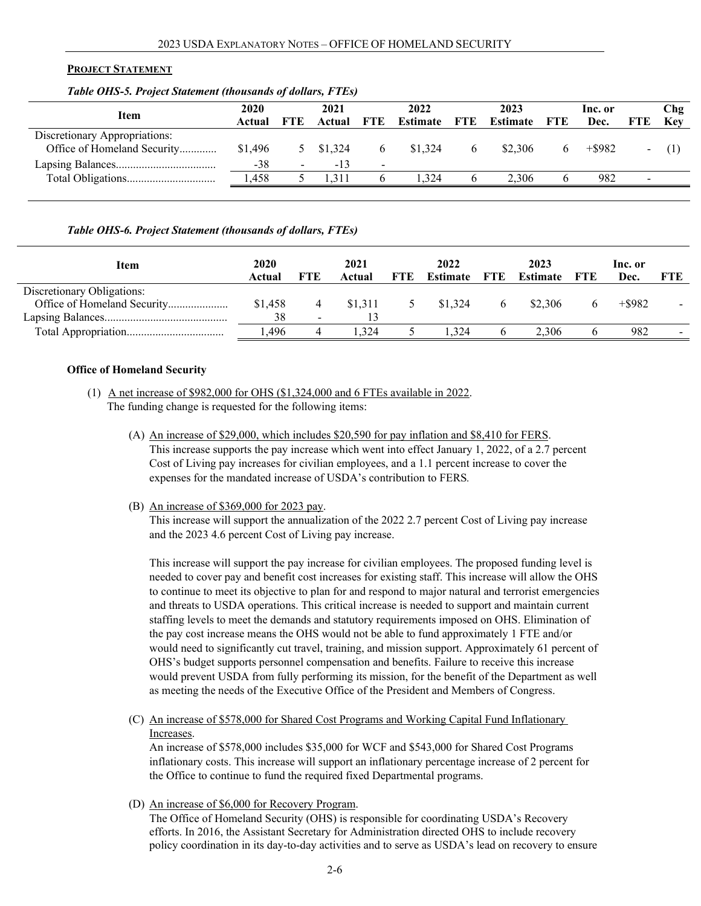**PROJECT STATEMENT**

*Table OHS-5. Project Statement (thousands of dollars, FTEs)*

| Item | 2020 Actual | FTE | 2021 Actual | FTE | 2022 Estimate | FTE | 2023 Estimate | FTE | Inc. or Dec. | FTE | Chg Key |
|---|---|---|---|---|---|---|---|---|---|---|---|
| Discretionary Appropriations: | | | | | | | | | | | |
| Office of Homeland Security............ | $1,496 | 5 | $1,324 | 6 | $1,324 | 6 | $2,306 | 6 | +$982 | - | (1) |
| Lapsing Balances.................................. | -38 | - | -13 | - | | | | | | | |
| Total Obligations.............................. | 1,458 | 5 | 1,311 | 6 | 1,324 | 6 | 2,306 | 6 | 982 | - | |

*Table OHS-6. Project Statement (thousands of dollars, FTEs)*

| Item | 2020 Actual | FTE | 2021 Actual | FTE | 2022 Estimate | FTE | 2023 Estimate | FTE | Inc. or Dec. | FTE |
|---|---|---|---|---|---|---|---|---|---|---|
| Discretionary Obligations: | | | | | | | | | | |
| Office of Homeland Security..................... | $1,458 | 4 | $1,311 | 5 | $1,324 | 6 | $2,306 | 6 | +$982 | - |
| Lapsing Balances........................................... | 38 | - | 13 | | | | | | | |
| Total Appropriation.................................. | 1,496 | 4 | 1,324 | 5 | 1,324 | 6 | 2,306 | 6 | 982 | - |

**Office of Homeland Security**

(1) A net increase of $982,000 for OHS ($1,324,000 and 6 FTEs available in 2022.
The funding change is requested for the following items:

(A) An increase of $29,000, which includes $20,590 for pay inflation and $8,410 for FERS.
This increase supports the pay increase which went into effect January 1, 2022, of a 2.7 percent Cost of Living pay increases for civilian employees, and a 1.1 percent increase to cover the expenses for the mandated increase of USDA's contribution to FERS.

(B) An increase of $369,000 for 2023 pay.
This increase will support the annualization of the 2022 2.7 percent Cost of Living pay increase and the 2023 4.6 percent Cost of Living pay increase.

This increase will support the pay increase for civilian employees. The proposed funding level is needed to cover pay and benefit cost increases for existing staff. This increase will allow the OHS to continue to meet its objective to plan for and respond to major natural and terrorist emergencies and threats to USDA operations. This critical increase is needed to support and maintain current staffing levels to meet the demands and statutory requirements imposed on OHS. Elimination of the pay cost increase means the OHS would not be able to fund approximately 1 FTE and/or would need to significantly cut travel, training, and mission support. Approximately 61 percent of OHS's budget supports personnel compensation and benefits. Failure to receive this increase would prevent USDA from fully performing its mission, for the benefit of the Department as well as meeting the needs of the Executive Office of the President and Members of Congress.

(C) An increase of $578,000 for Shared Cost Programs and Working Capital Fund Inflationary Increases.
An increase of $578,000 includes $35,000 for WCF and $543,000 for Shared Cost Programs inflationary costs. This increase will support an inflationary percentage increase of 2 percent for the Office to continue to fund the required fixed Departmental programs.

(D) An increase of $6,000 for Recovery Program.
The Office of Homeland Security (OHS) is responsible for coordinating USDA's Recovery efforts. In 2016, the Assistant Secretary for Administration directed OHS to include recovery policy coordination in its day-to-day activities and to serve as USDA's lead on recovery to ensure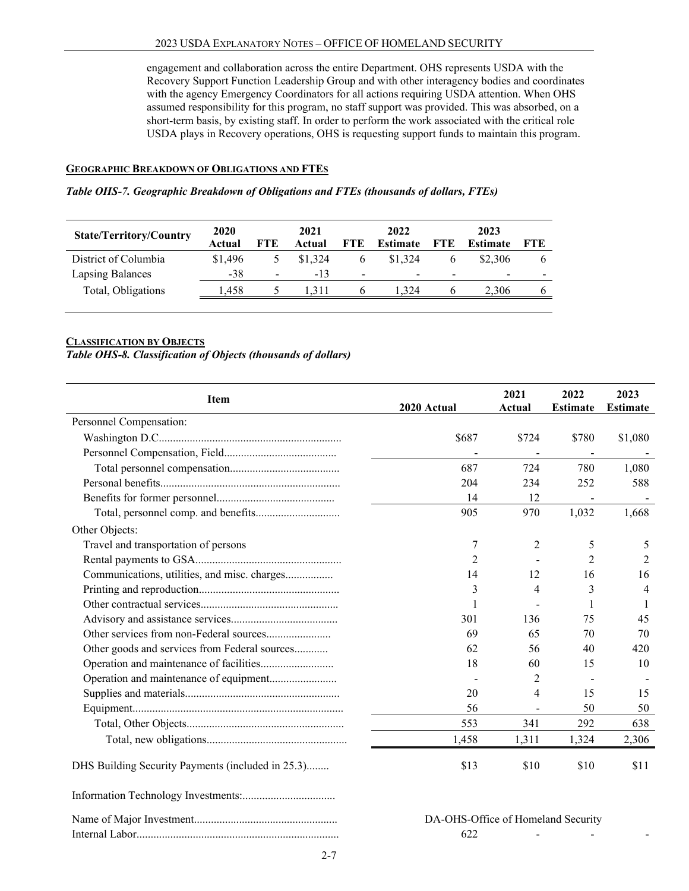engagement and collaboration across the entire Department. OHS represents USDA with the Recovery Support Function Leadership Group and with other interagency bodies and coordinates with the agency Emergency Coordinators for all actions requiring USDA attention. When OHS assumed responsibility for this program, no staff support was provided. This was absorbed, on a short-term basis, by existing staff. In order to perform the work associated with the critical role USDA plays in Recovery operations, OHS is requesting support funds to maintain this program.

## Geographic Breakdown of Obligations and FTEs

*Table OHS-7. Geographic Breakdown of Obligations and FTEs (thousands of dollars, FTEs)*

| State/Territory/Country | 2020 Actual | FTE | 2021 Actual | FTE | 2022 Estimate | FTE | 2023 Estimate | FTE |
|---|---|---|---|---|---|---|---|---|
| District of Columbia | $1,496 | 5 | $1,324 | 6 | $1,324 | 6 | $2,306 | 6 |
| Lapsing Balances | -38 | - | -13 | - | - | - | - | - |
| Total, Obligations | 1,458 | 5 | 1,311 | 6 | 1,324 | 6 | 2,306 | 6 |

## Classification by Objects

*Table OHS-8. Classification of Objects (thousands of dollars)*

| Item | 2020 Actual | 2021 Actual | 2022 Estimate | 2023 Estimate |
|---|---|---|---|---|
| Personnel Compensation: | | | | |
| Washington D.C. | $687 | $724 | $780 | $1,080 |
| Personnel Compensation, Field | - | - | - | - |
| Total personnel compensation | 687 | 724 | 780 | 1,080 |
| Personal benefits | 204 | 234 | 252 | 588 |
| Benefits for former personnel | 14 | 12 | - | - |
| Total, personnel comp. and benefits | 905 | 970 | 1,032 | 1,668 |
| Other Objects: | | | | |
| Travel and transportation of persons | 7 | 2 | 5 | 5 |
| Rental payments to GSA | 2 | - | 2 | 2 |
| Communications, utilities, and misc. charges | 14 | 12 | 16 | 16 |
| Printing and reproduction | 3 | 4 | 3 | 4 |
| Other contractual services | 1 | - | 1 | 1 |
| Advisory and assistance services | 301 | 136 | 75 | 45 |
| Other services from non-Federal sources | 69 | 65 | 70 | 70 |
| Other goods and services from Federal sources | 62 | 56 | 40 | 420 |
| Operation and maintenance of facilities | 18 | 60 | 15 | 10 |
| Operation and maintenance of equipment | - | 2 | - | - |
| Supplies and materials | 20 | 4 | 15 | 15 |
| Equipment | 56 | - | 50 | 50 |
| Total, Other Objects | 553 | 341 | 292 | 638 |
| Total, new obligations | 1,458 | 1,311 | 1,324 | 2,306 |
| DHS Building Security Payments (included in 25.3) | $13 | $10 | $10 | $11 |
| Information Technology Investments: | | | | |
| Name of Major Investment | DA-OHS-Office of Homeland Security | | | |
| Internal Labor | 622 | - | - | - |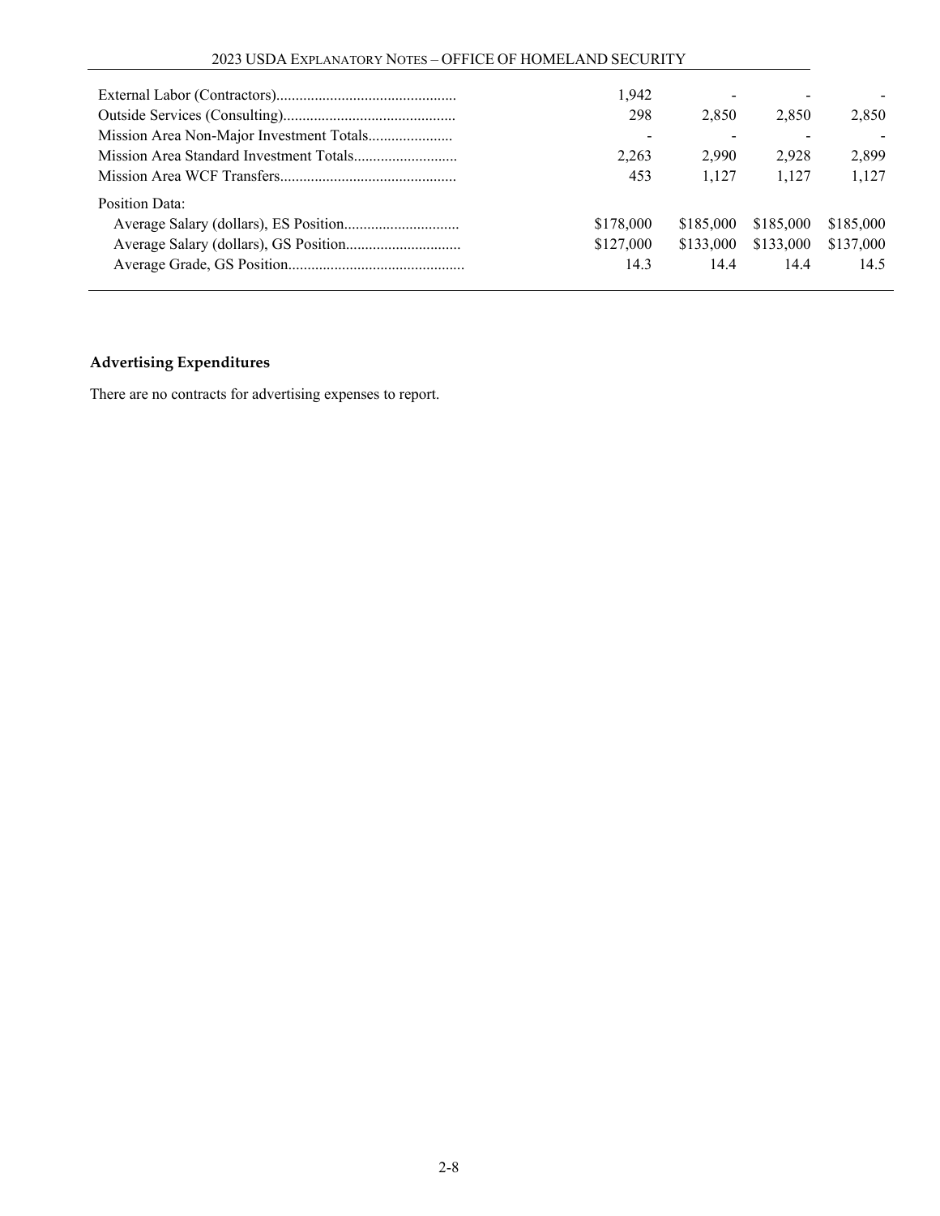| | | | | |
|---|---|---|---|---|
| External Labor (Contractors) | 1,942 | - | - | - |
| Outside Services (Consulting) | 298 | 2,850 | 2,850 | 2,850 |
| Mission Area Non-Major Investment Totals | - | - | - | - |
| Mission Area Standard Investment Totals | 2,263 | 2,990 | 2,928 | 2,899 |
| Mission Area WCF Transfers | 453 | 1,127 | 1,127 | 1,127 |
| Position Data: | | | | |
| Average Salary (dollars), ES Position | $178,000 | $185,000 | $185,000 | $185,000 |
| Average Salary (dollars), GS Position | $127,000 | $133,000 | $133,000 | $137,000 |
| Average Grade, GS Position | 14.3 | 14.4 | 14.4 | 14.5 |

## Advertising Expenditures

There are no contracts for advertising expenses to report.